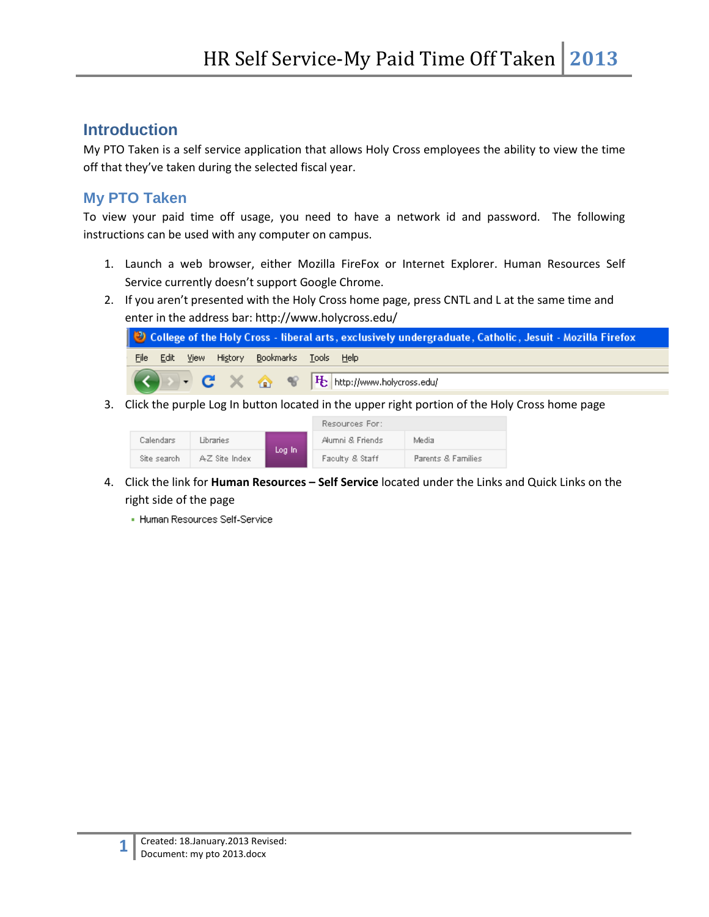## Introduction

My PTO Taken is a self service application that allows Holy Cross employees the ability to view the time off that they've taken during the selected fiscal year.

## My PTO Taken

To view your paid time off usage, you need to have a network id and password. The following instructions can be used with any computer on campus.

1. Launch a web browser, either Mozilla FireFox or Internet Explorer. Human Resources Self Service currently doesn't support Google Chrome.
2. If you aren't presented with the Holy Cross home page, press CNTL and L at the same time and enter in the address bar: http://www.holycross.edu/
3. Click the purple Log In button located in the upper right portion of the Holy Cross home page
4. Click the link for **Human Resources – Self Service** located under the Links and Quick Links on the right side of the page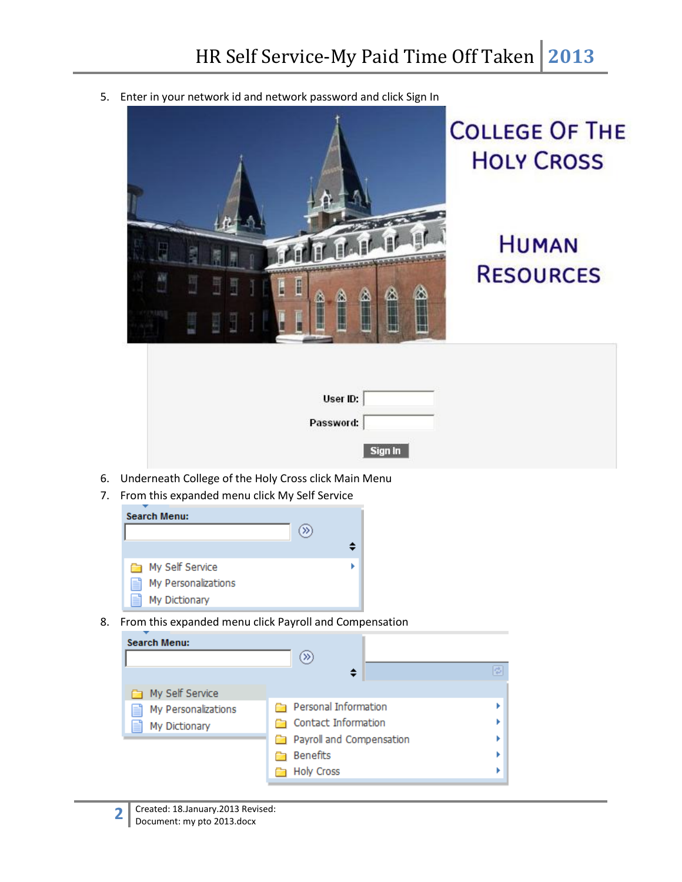5. Enter in your network id and network password and click Sign In

COLLEGE OF THE HOLY CROSS

HUMAN RESOURCES

User ID:

Password:

Sign In

6. Underneath College of the Holy Cross click Main Menu
7. From this expanded menu click My Self Service

Search Menu:

- My Self Service
- My Personalizations
- My Dictionary

8. From this expanded menu click Payroll and Compensation

Search Menu:

- My Self Service
- My Personalizations
- My Dictionary

- Personal Information
- Contact Information
- Payroll and Compensation
- Benefits
- Holy Cross

Created: 18.January.2013 Revised:
Document: my pto 2013.docx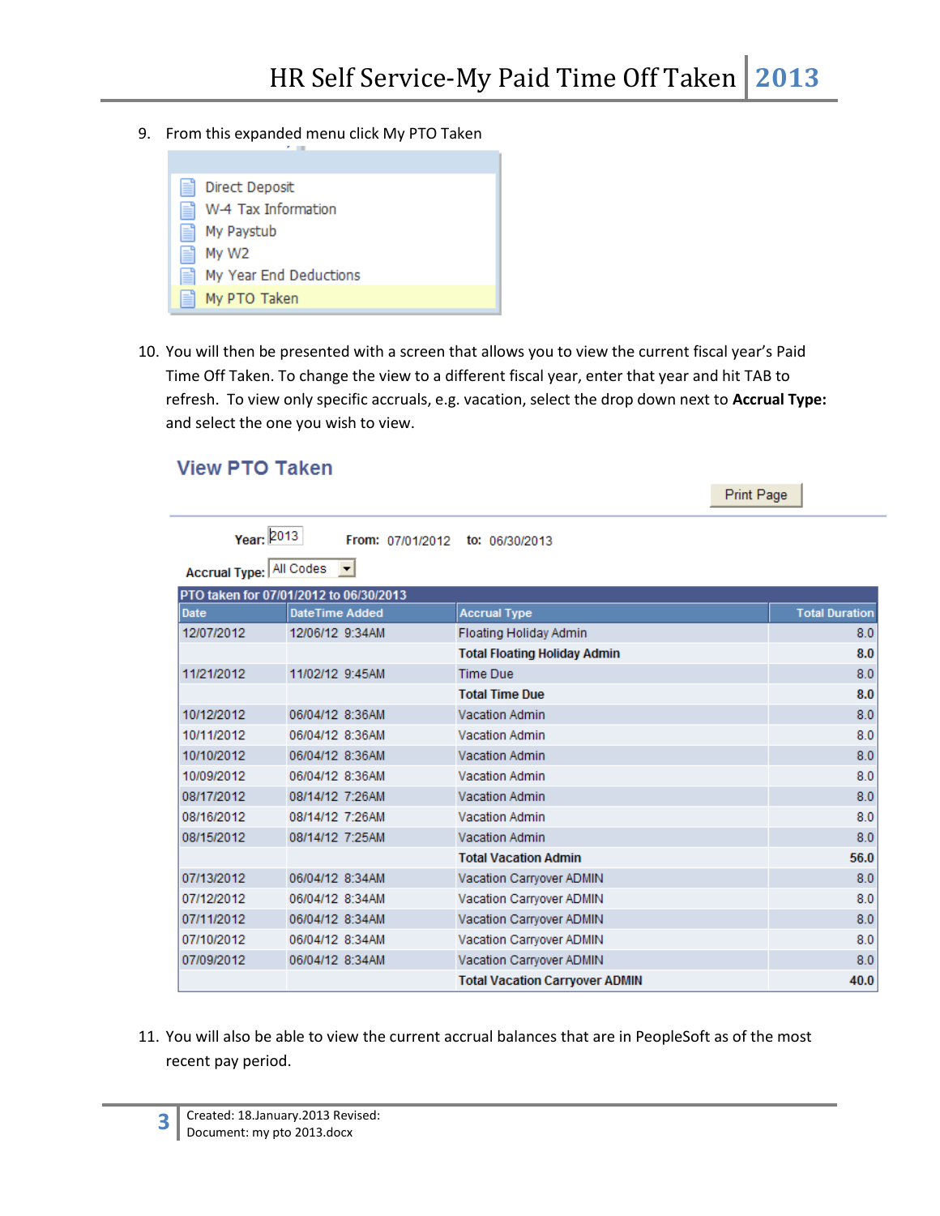9. From this expanded menu click My PTO Taken

- Direct Deposit
- W-4 Tax Information
- My Paystub
- My W2
- My Year End Deductions
- My PTO Taken

10. You will then be presented with a screen that allows you to view the current fiscal year's Paid Time Off Taken. To change the view to a different fiscal year, enter that year and hit TAB to refresh. To view only specific accruals, e.g. vacation, select the drop down next to **Accrual Type:** and select the one you wish to view.

## View PTO Taken

Print Page

**Year:** 2013 **From:** 07/01/2012 **to:** 06/30/2013

**Accrual Type:** All Codes

PTO taken for 07/01/2012 to 06/30/2013

| Date | DateTime Added | Accrual Type | Total Duration |
|---|---|---|---|
| 12/07/2012 | 12/06/12 9:34AM | Floating Holiday Admin | 8.0 |
| | | **Total Floating Holiday Admin** | **8.0** |
| 11/21/2012 | 11/02/12 9:45AM | Time Due | 8.0 |
| | | **Total Time Due** | **8.0** |
| 10/12/2012 | 06/04/12 8:36AM | Vacation Admin | 8.0 |
| 10/11/2012 | 06/04/12 8:36AM | Vacation Admin | 8.0 |
| 10/10/2012 | 06/04/12 8:36AM | Vacation Admin | 8.0 |
| 10/09/2012 | 06/04/12 8:36AM | Vacation Admin | 8.0 |
| 08/17/2012 | 08/14/12 7:26AM | Vacation Admin | 8.0 |
| 08/16/2012 | 08/14/12 7:26AM | Vacation Admin | 8.0 |
| 08/15/2012 | 08/14/12 7:25AM | Vacation Admin | 8.0 |
| | | **Total Vacation Admin** | **56.0** |
| 07/13/2012 | 06/04/12 8:34AM | Vacation Carryover ADMIN | 8.0 |
| 07/12/2012 | 06/04/12 8:34AM | Vacation Carryover ADMIN | 8.0 |
| 07/11/2012 | 06/04/12 8:34AM | Vacation Carryover ADMIN | 8.0 |
| 07/10/2012 | 06/04/12 8:34AM | Vacation Carryover ADMIN | 8.0 |
| 07/09/2012 | 06/04/12 8:34AM | Vacation Carryover ADMIN | 8.0 |
| | | **Total Vacation Carryover ADMIN** | **40.0** |

11. You will also be able to view the current accrual balances that are in PeopleSoft as of the most recent pay period.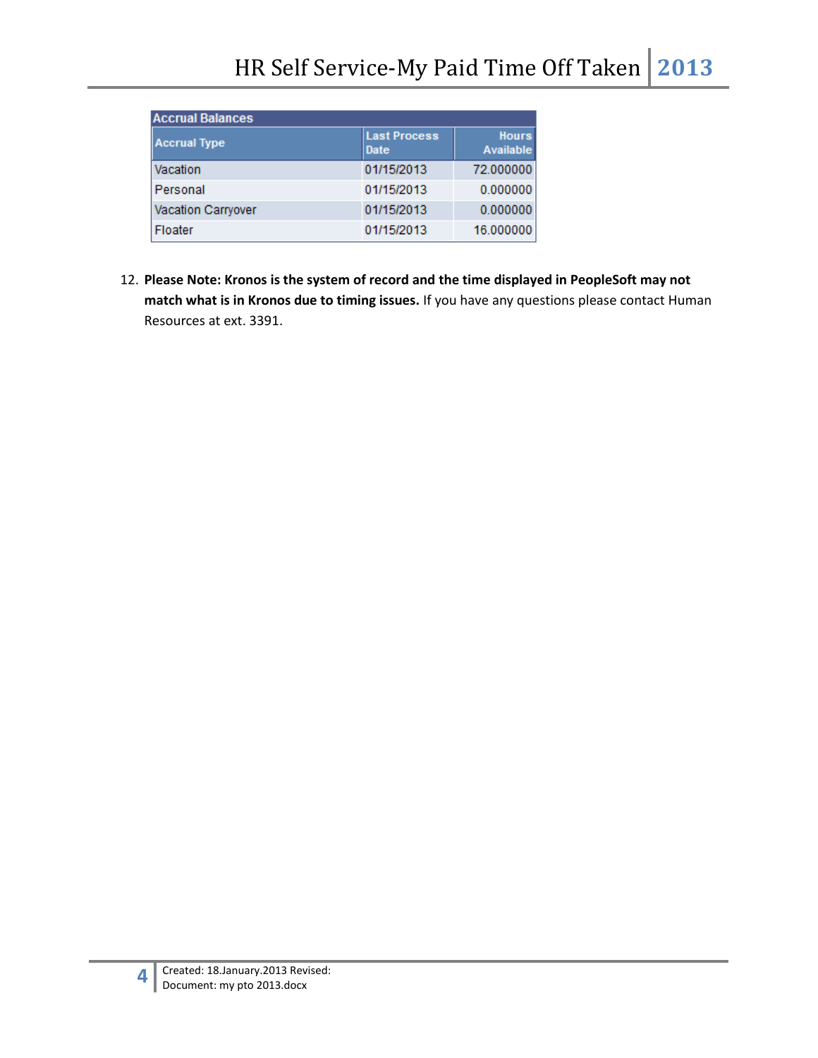| Accrual Balances | | |
|---|---|---|
| Accrual Type | Last Process Date | Hours Available |
| Vacation | 01/15/2013 | 72.000000 |
| Personal | 01/15/2013 | 0.000000 |
| Vacation Carryover | 01/15/2013 | 0.000000 |
| Floater | 01/15/2013 | 16.000000 |

12. **Please Note: Kronos is the system of record and the time displayed in PeopleSoft may not match what is in Kronos due to timing issues.** If you have any questions please contact Human Resources at ext. 3391.